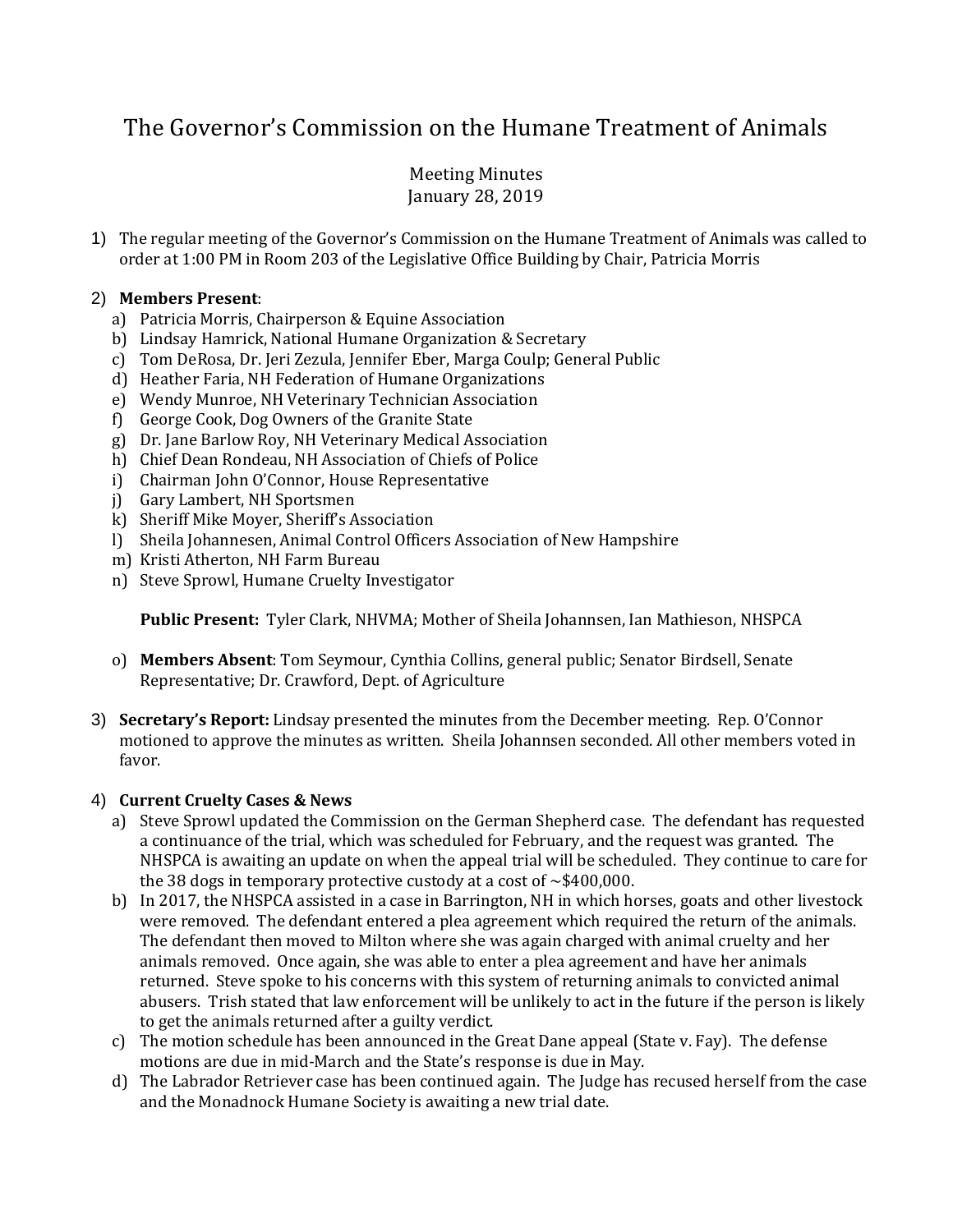# The Governor's Commission on the Humane Treatment of Animals

Meeting Minutes
January 28, 2019

1) The regular meeting of the Governor's Commission on the Humane Treatment of Animals was called to order at 1:00 PM in Room 203 of the Legislative Office Building by Chair, Patricia Morris

2) **Members Present**:
   a) Patricia Morris, Chairperson & Equine Association
   b) Lindsay Hamrick, National Humane Organization & Secretary
   c) Tom DeRosa, Dr. Jeri Zezula, Jennifer Eber, Marga Coulp; General Public
   d) Heather Faria, NH Federation of Humane Organizations
   e) Wendy Munroe, NH Veterinary Technician Association
   f) George Cook, Dog Owners of the Granite State
   g) Dr. Jane Barlow Roy, NH Veterinary Medical Association
   h) Chief Dean Rondeau, NH Association of Chiefs of Police
   i) Chairman John O'Connor, House Representative
   j) Gary Lambert, NH Sportsmen
   k) Sheriff Mike Moyer, Sheriff's Association
   l) Sheila Johannesen, Animal Control Officers Association of New Hampshire
   m) Kristi Atherton, NH Farm Bureau
   n) Steve Sprowl, Humane Cruelty Investigator

   **Public Present:** Tyler Clark, NHVMA; Mother of Sheila Johannsen, Ian Mathieson, NHSPCA

   o) **Members Absent**: Tom Seymour, Cynthia Collins, general public; Senator Birdsell, Senate Representative; Dr. Crawford, Dept. of Agriculture

3) **Secretary's Report:** Lindsay presented the minutes from the December meeting. Rep. O'Connor motioned to approve the minutes as written. Sheila Johannsen seconded. All other members voted in favor.

4) **Current Cruelty Cases & News**
   a) Steve Sprowl updated the Commission on the German Shepherd case. The defendant has requested a continuance of the trial, which was scheduled for February, and the request was granted. The NHSPCA is awaiting an update on when the appeal trial will be scheduled. They continue to care for the 38 dogs in temporary protective custody at a cost of ~$400,000.
   b) In 2017, the NHSPCA assisted in a case in Barrington, NH in which horses, goats and other livestock were removed. The defendant entered a plea agreement which required the return of the animals. The defendant then moved to Milton where she was again charged with animal cruelty and her animals removed. Once again, she was able to enter a plea agreement and have her animals returned. Steve spoke to his concerns with this system of returning animals to convicted animal abusers. Trish stated that law enforcement will be unlikely to act in the future if the person is likely to get the animals returned after a guilty verdict.
   c) The motion schedule has been announced in the Great Dane appeal (State v. Fay). The defense motions are due in mid-March and the State's response is due in May.
   d) The Labrador Retriever case has been continued again. The Judge has recused herself from the case and the Monadnock Humane Society is awaiting a new trial date.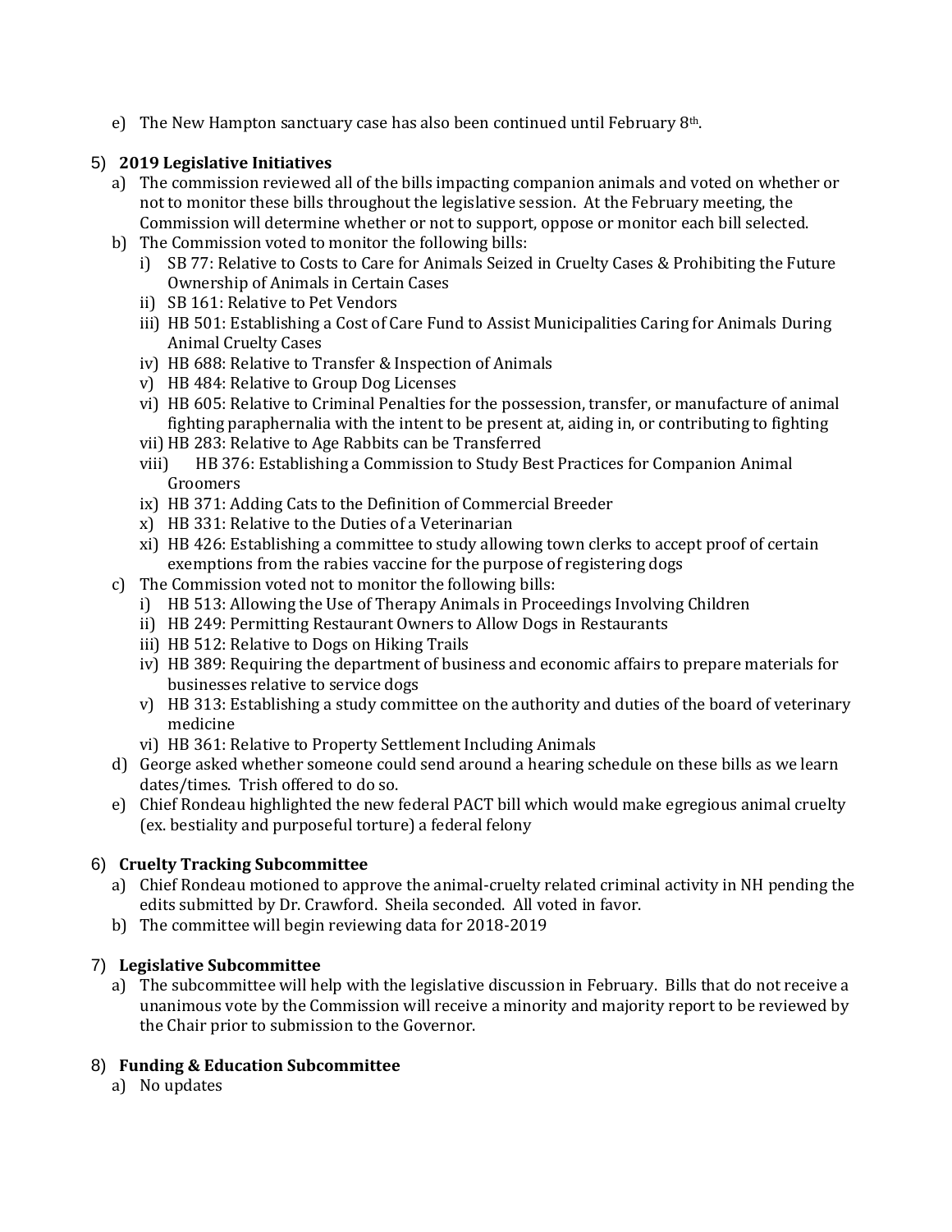e) The New Hampton sanctuary case has also been continued until February 8th.

5) **2019 Legislative Initiatives**
   a) The commission reviewed all of the bills impacting companion animals and voted on whether or not to monitor these bills throughout the legislative session. At the February meeting, the Commission will determine whether or not to support, oppose or monitor each bill selected.
   b) The Commission voted to monitor the following bills:
      i) SB 77: Relative to Costs to Care for Animals Seized in Cruelty Cases & Prohibiting the Future Ownership of Animals in Certain Cases
      ii) SB 161: Relative to Pet Vendors
      iii) HB 501: Establishing a Cost of Care Fund to Assist Municipalities Caring for Animals During Animal Cruelty Cases
      iv) HB 688: Relative to Transfer & Inspection of Animals
      v) HB 484: Relative to Group Dog Licenses
      vi) HB 605: Relative to Criminal Penalties for the possession, transfer, or manufacture of animal fighting paraphernalia with the intent to be present at, aiding in, or contributing to fighting
      vii) HB 283: Relative to Age Rabbits can be Transferred
      viii) HB 376: Establishing a Commission to Study Best Practices for Companion Animal Groomers
      ix) HB 371: Adding Cats to the Definition of Commercial Breeder
      x) HB 331: Relative to the Duties of a Veterinarian
      xi) HB 426: Establishing a committee to study allowing town clerks to accept proof of certain exemptions from the rabies vaccine for the purpose of registering dogs
   c) The Commission voted not to monitor the following bills:
      i) HB 513: Allowing the Use of Therapy Animals in Proceedings Involving Children
      ii) HB 249: Permitting Restaurant Owners to Allow Dogs in Restaurants
      iii) HB 512: Relative to Dogs on Hiking Trails
      iv) HB 389: Requiring the department of business and economic affairs to prepare materials for businesses relative to service dogs
      v) HB 313: Establishing a study committee on the authority and duties of the board of veterinary medicine
      vi) HB 361: Relative to Property Settlement Including Animals
   d) George asked whether someone could send around a hearing schedule on these bills as we learn dates/times. Trish offered to do so.
   e) Chief Rondeau highlighted the new federal PACT bill which would make egregious animal cruelty (ex. bestiality and purposeful torture) a federal felony

6) **Cruelty Tracking Subcommittee**
   a) Chief Rondeau motioned to approve the animal-cruelty related criminal activity in NH pending the edits submitted by Dr. Crawford. Sheila seconded. All voted in favor.
   b) The committee will begin reviewing data for 2018-2019

7) **Legislative Subcommittee**
   a) The subcommittee will help with the legislative discussion in February. Bills that do not receive a unanimous vote by the Commission will receive a minority and majority report to be reviewed by the Chair prior to submission to the Governor.

8) **Funding & Education Subcommittee**
   a) No updates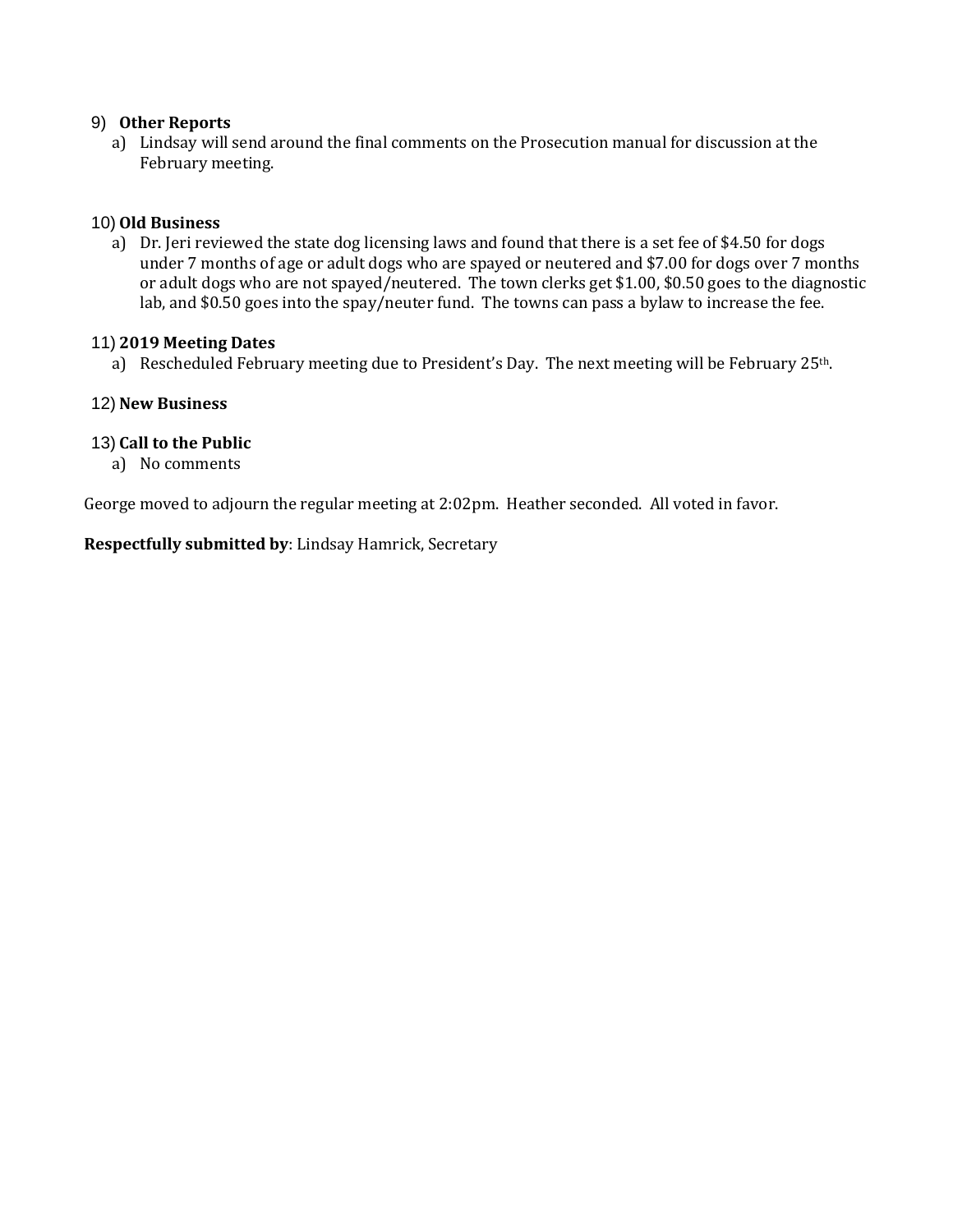9) **Other Reports**
   a) Lindsay will send around the final comments on the Prosecution manual for discussion at the February meeting.

10) **Old Business**
   a) Dr. Jeri reviewed the state dog licensing laws and found that there is a set fee of $4.50 for dogs under 7 months of age or adult dogs who are spayed or neutered and $7.00 for dogs over 7 months or adult dogs who are not spayed/neutered. The town clerks get $1.00, $0.50 goes to the diagnostic lab, and $0.50 goes into the spay/neuter fund. The towns can pass a bylaw to increase the fee.

11) **2019 Meeting Dates**
   a) Rescheduled February meeting due to President's Day. The next meeting will be February 25th.

12) **New Business**

13) **Call to the Public**
   a) No comments

George moved to adjourn the regular meeting at 2:02pm. Heather seconded. All voted in favor.

**Respectfully submitted by**: Lindsay Hamrick, Secretary